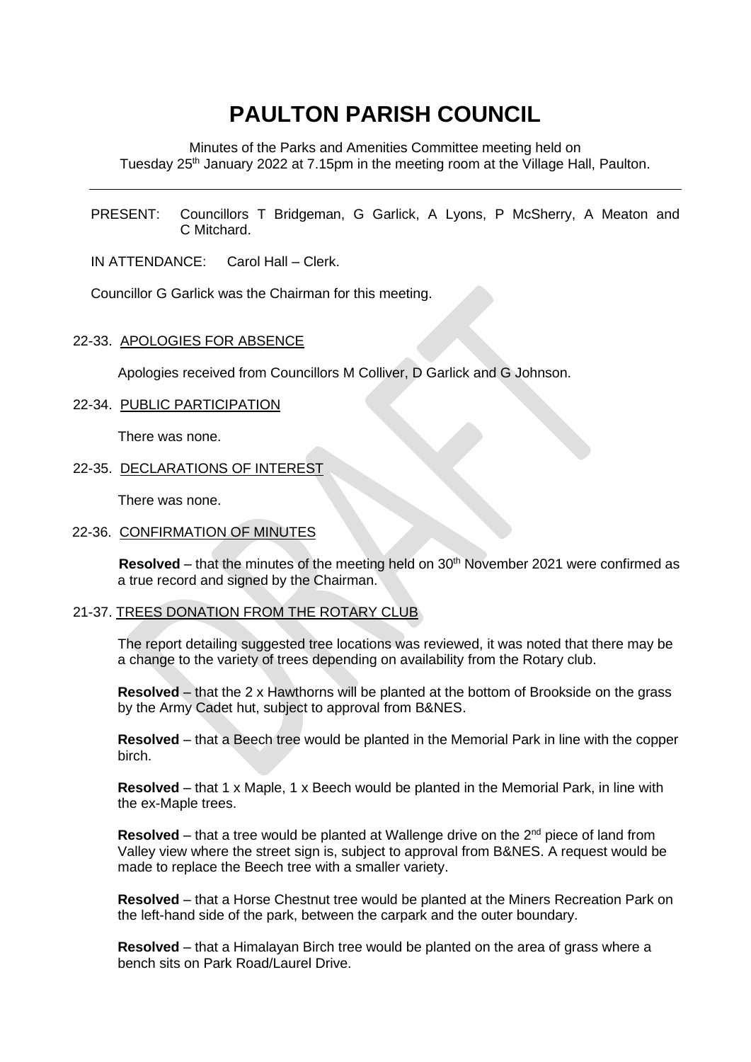# PAULTON PARISH COUNCIL

Minutes of the Parks and Amenities Committee meeting held on Tuesday 25th January 2022 at 7.15pm in the meeting room at the Village Hall, Paulton.

---

PRESENT: Councillors T Bridgeman, G Garlick, A Lyons, P McSherry, A Meaton and C Mitchard.

IN ATTENDANCE: Carol Hall – Clerk.

Councillor G Garlick was the Chairman for this meeting.

22-33. APOLOGIES FOR ABSENCE

Apologies received from Councillors M Colliver, D Garlick and G Johnson.

22-34. PUBLIC PARTICIPATION

There was none.

22-35. DECLARATIONS OF INTEREST

There was none.

22-36. CONFIRMATION OF MINUTES

**Resolved** – that the minutes of the meeting held on 30th November 2021 were confirmed as a true record and signed by the Chairman.

21-37. TREES DONATION FROM THE ROTARY CLUB

The report detailing suggested tree locations was reviewed, it was noted that there may be a change to the variety of trees depending on availability from the Rotary club.

**Resolved** – that the 2 x Hawthorns will be planted at the bottom of Brookside on the grass by the Army Cadet hut, subject to approval from B&NES.

**Resolved** – that a Beech tree would be planted in the Memorial Park in line with the copper birch.

**Resolved** – that 1 x Maple, 1 x Beech would be planted in the Memorial Park, in line with the ex-Maple trees.

**Resolved** – that a tree would be planted at Wallenge drive on the 2nd piece of land from Valley view where the street sign is, subject to approval from B&NES. A request would be made to replace the Beech tree with a smaller variety.

**Resolved** – that a Horse Chestnut tree would be planted at the Miners Recreation Park on the left-hand side of the park, between the carpark and the outer boundary.

**Resolved** – that a Himalayan Birch tree would be planted on the area of grass where a bench sits on Park Road/Laurel Drive.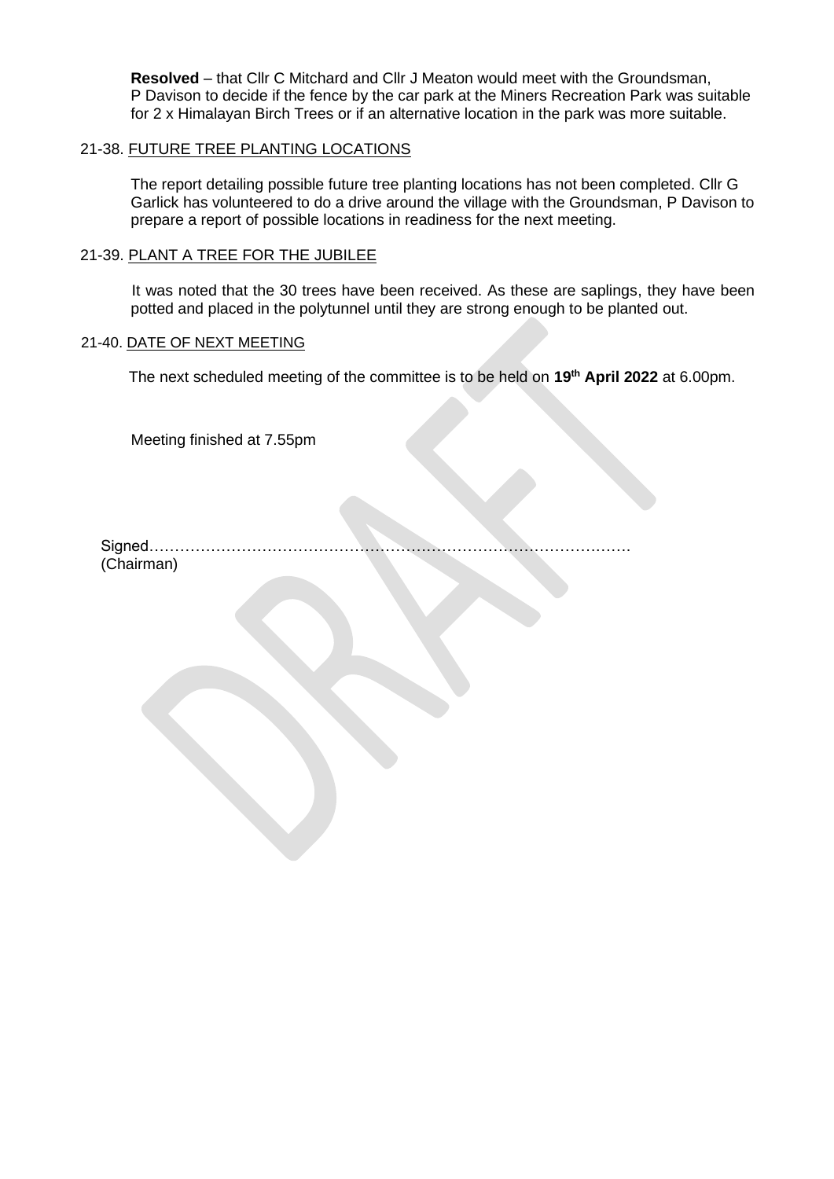**Resolved** – that Cllr C Mitchard and Cllr J Meaton would meet with the Groundsman, P Davison to decide if the fence by the car park at the Miners Recreation Park was suitable for 2 x Himalayan Birch Trees or if an alternative location in the park was more suitable.

21-38. FUTURE TREE PLANTING LOCATIONS

The report detailing possible future tree planting locations has not been completed. Cllr G Garlick has volunteered to do a drive around the village with the Groundsman, P Davison to prepare a report of possible locations in readiness for the next meeting.

21-39. PLANT A TREE FOR THE JUBILEE

It was noted that the 30 trees have been received. As these are saplings, they have been potted and placed in the polytunnel until they are strong enough to be planted out.

21-40. DATE OF NEXT MEETING

The next scheduled meeting of the committee is to be held on **19th April 2022** at 6.00pm.

Meeting finished at 7.55pm

Signed…………………………………………………………………………………
(Chairman)